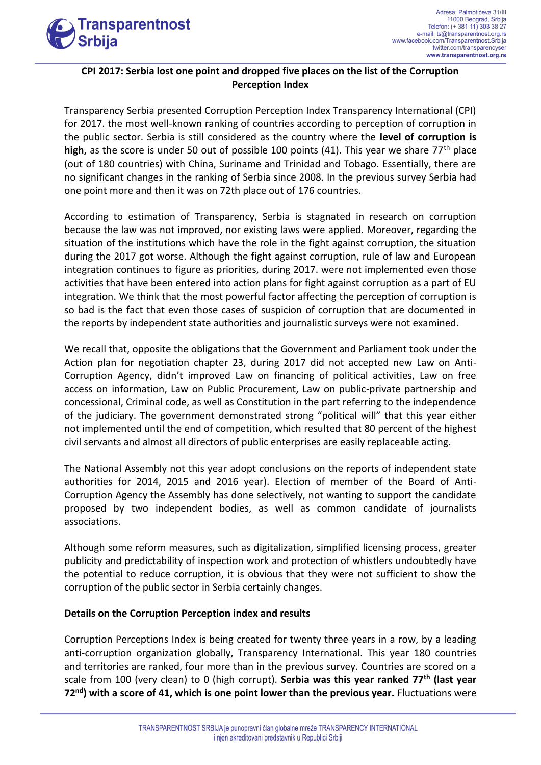**CPI 2017: Serbia lost one point and dropped five places on the list of the Corruption Perception Index**

Transparency Serbia presented Corruption Perception Index Transparency International (CPI) for 2017. the most well-known ranking of countries according to perception of corruption in the public sector. Serbia is still considered as the country where the **level of corruption is high,** as the score is under 50 out of possible 100 points (41). This year we share 77th place (out of 180 countries) with China, Suriname and Trinidad and Tobago. Essentially, there are no significant changes in the ranking of Serbia since 2008. In the previous survey Serbia had one point more and then it was on 72th place out of 176 countries.

According to estimation of Transparency, Serbia is stagnated in research on corruption because the law was not improved, nor existing laws were applied. Moreover, regarding the situation of the institutions which have the role in the fight against corruption, the situation during the 2017 got worse. Although the fight against corruption, rule of law and European integration continues to figure as priorities, during 2017. were not implemented even those activities that have been entered into action plans for fight against corruption as a part of EU integration. We think that the most powerful factor affecting the perception of corruption is so bad is the fact that even those cases of suspicion of corruption that are documented in the reports by independent state authorities and journalistic surveys were not examined.

We recall that, opposite the obligations that the Government and Parliament took under the Action plan for negotiation chapter 23, during 2017 did not accepted new Law on Anti-Corruption Agency, didn't improved Law on financing of political activities, Law on free access on information, Law on Public Procurement, Law on public-private partnership and concessional, Criminal code, as well as Constitution in the part referring to the independence of the judiciary. The government demonstrated strong "political will" that this year either not implemented until the end of competition, which resulted that 80 percent of the highest civil servants and almost all directors of public enterprises are easily replaceable acting.

The National Assembly not this year adopt conclusions on the reports of independent state authorities for 2014, 2015 and 2016 year). Election of member of the Board of Anti-Corruption Agency the Assembly has done selectively, not wanting to support the candidate proposed by two independent bodies, as well as common candidate of journalists associations.

Although some reform measures, such as digitalization, simplified licensing process, greater publicity and predictability of inspection work and protection of whistlers undoubtedly have the potential to reduce corruption, it is obvious that they were not sufficient to show the corruption of the public sector in Serbia certainly changes.

**Details on the Corruption Perception index and results**

Corruption Perceptions Index is being created for twenty three years in a row, by a leading anti-corruption organization globally, Transparency International. This year 180 countries and territories are ranked, four more than in the previous survey. Countries are scored on a scale from 100 (very clean) to 0 (high corrupt). **Serbia was this year ranked 77th (last year 72nd) with a score of 41, which is one point lower than the previous year.** Fluctuations were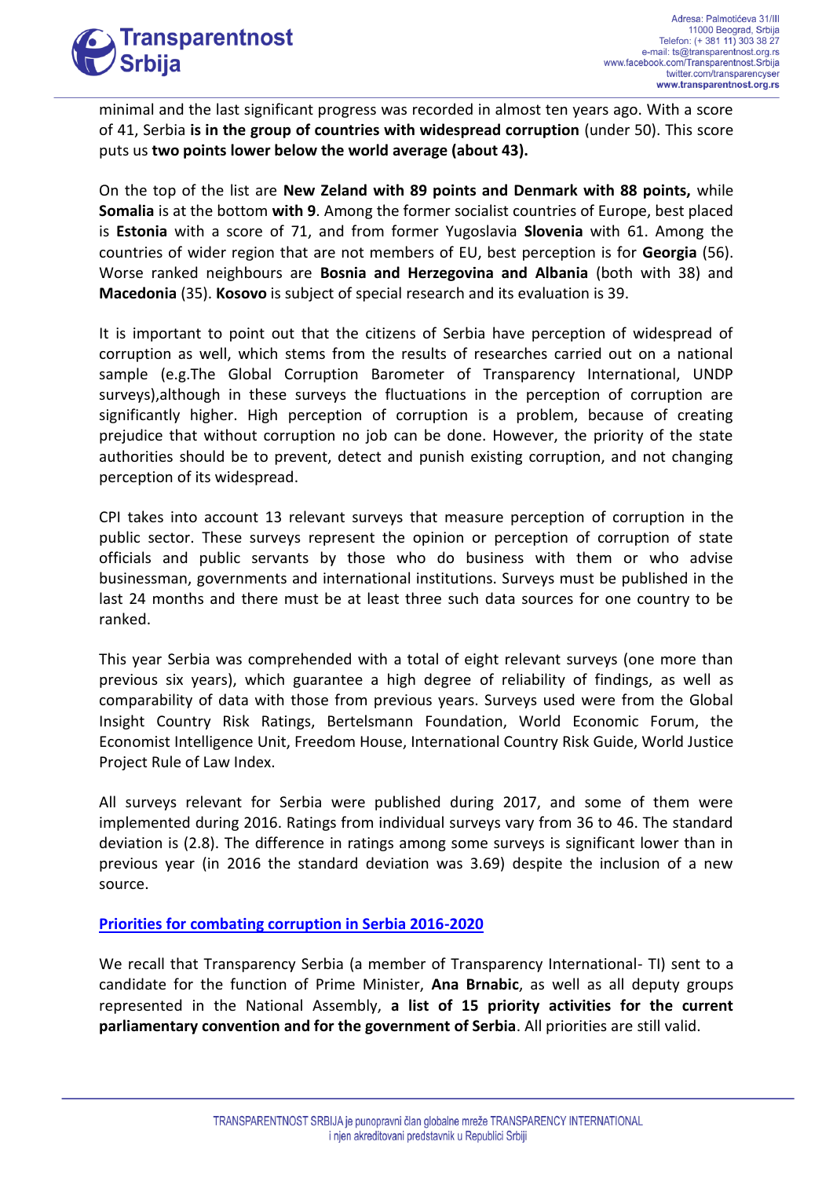minimal and the last significant progress was recorded in almost ten years ago. With a score of 41, Serbia **is in the group of countries with widespread corruption** (under 50). This score puts us **two points lower below the world average (about 43).**

On the top of the list are **New Zeland with 89 points and Denmark with 88 points,** while **Somalia** is at the bottom **with 9**. Among the former socialist countries of Europe, best placed is **Estonia** with a score of 71, and from former Yugoslavia **Slovenia** with 61. Among the countries of wider region that are not members of EU, best perception is for **Georgia** (56). Worse ranked neighbours are **Bosnia and Herzegovina and Albania** (both with 38) and **Macedonia** (35). **Kosovo** is subject of special research and its evaluation is 39.

It is important to point out that the citizens of Serbia have perception of widespread of corruption as well, which stems from the results of researches carried out on a national sample (e.g.The Global Corruption Barometer of Transparency International, UNDP surveys),although in these surveys the fluctuations in the perception of corruption are significantly higher. High perception of corruption is a problem, because of creating prejudice that without corruption no job can be done. However, the priority of the state authorities should be to prevent, detect and punish existing corruption, and not changing perception of its widespread.

CPI takes into account 13 relevant surveys that measure perception of corruption in the public sector. These surveys represent the opinion or perception of corruption of state officials and public servants by those who do business with them or who advise businessman, governments and international institutions. Surveys must be published in the last 24 months and there must be at least three such data sources for one country to be ranked.

This year Serbia was comprehended with a total of eight relevant surveys (one more than previous six years), which guarantee a high degree of reliability of findings, as well as comparability of data with those from previous years. Surveys used were from the Global Insight Country Risk Ratings, Bertelsmann Foundation, World Economic Forum, the Economist Intelligence Unit, Freedom House, International Country Risk Guide, World Justice Project Rule of Law Index.

All surveys relevant for Serbia were published during 2017, and some of them were implemented during 2016. Ratings from individual surveys vary from 36 to 46. The standard deviation is (2.8). The difference in ratings among some surveys is significant lower than in previous year (in 2016 the standard deviation was 3.69) despite the inclusion of a new source.

**Priorities for combating corruption in Serbia 2016-2020**

We recall that Transparency Serbia (a member of Transparency International- TI) sent to a candidate for the function of Prime Minister, **Ana Brnabic**, as well as all deputy groups represented in the National Assembly, **a list of 15 priority activities for the current parliamentary convention and for the government of Serbia**. All priorities are still valid.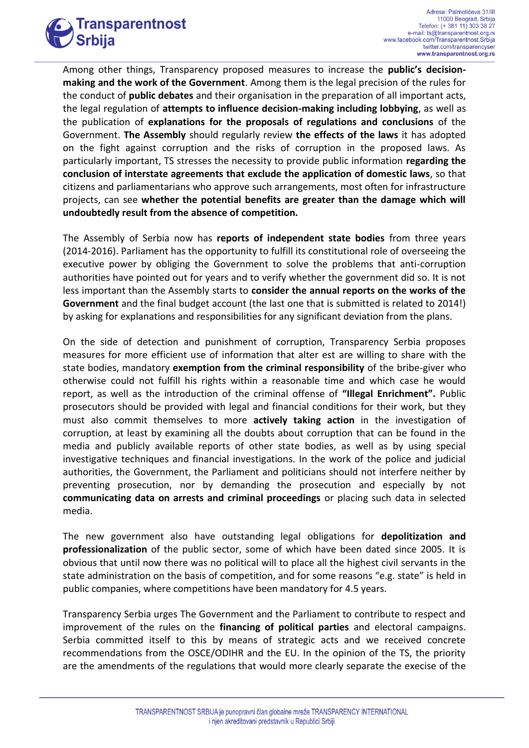Among other things, Transparency proposed measures to increase the **public's decision-making and the work of the Government**. Among them is the legal precision of the rules for the conduct of **public debates** and their organisation in the preparation of all important acts, the legal regulation of **attempts to influence decision-making including lobbying**, as well as the publication of **explanations for the proposals of regulations and conclusions** of the Government. **The Assembly** should regularly review **the effects of the laws** it has adopted on the fight against corruption and the risks of corruption in the proposed laws. As particularly important, TS stresses the necessity to provide public information **regarding the conclusion of interstate agreements that exclude the application of domestic laws**, so that citizens and parliamentarians who approve such arrangements, most often for infrastructure projects, can see **whether the potential benefits are greater than the damage which will undoubtedly result from the absence of competition.**

The Assembly of Serbia now has **reports of independent state bodies** from three years (2014-2016). Parliament has the opportunity to fulfill its constitutional role of overseeing the executive power by obliging the Government to solve the problems that anti-corruption authorities have pointed out for years and to verify whether the government did so. It is not less important than the Assembly starts to **consider the annual reports on the works of the Government** and the final budget account (the last one that is submitted is related to 2014!) by asking for explanations and responsibilities for any significant deviation from the plans.

On the side of detection and punishment of corruption, Transparency Serbia proposes measures for more efficient use of information that alter est are willing to share with the state bodies, mandatory **exemption from the criminal responsibility** of the bribe-giver who otherwise could not fulfill his rights within a reasonable time and which case he would report, as well as the introduction of the criminal offense of **"Illegal Enrichment".** Public prosecutors should be provided with legal and financial conditions for their work, but they must also commit themselves to more **actively taking action** in the investigation of corruption, at least by examining all the doubts about corruption that can be found in the media and publicly available reports of other state bodies, as well as by using special investigative techniques and financial investigations. In the work of the police and judicial authorities, the Government, the Parliament and politicians should not interfere neither by preventing prosecution, nor by demanding the prosecution and especially by not **communicating data on arrests and criminal proceedings** or placing such data in selected media.

The new government also have outstanding legal obligations for **depolitization and professionalization** of the public sector, some of which have been dated since 2005. It is obvious that until now there was no political will to place all the highest civil servants in the state administration on the basis of competition, and for some reasons "e.g. state" is held in public companies, where competitions have been mandatory for 4.5 years.

Transparency Serbia urges The Government and the Parliament to contribute to respect and improvement of the rules on the **financing of political parties** and electoral campaigns. Serbia committed itself to this by means of strategic acts and we received concrete recommendations from the OSCE/ODIHR and the EU. In the opinion of the TS, the priority are the amendments of the regulations that would more clearly separate the execise of the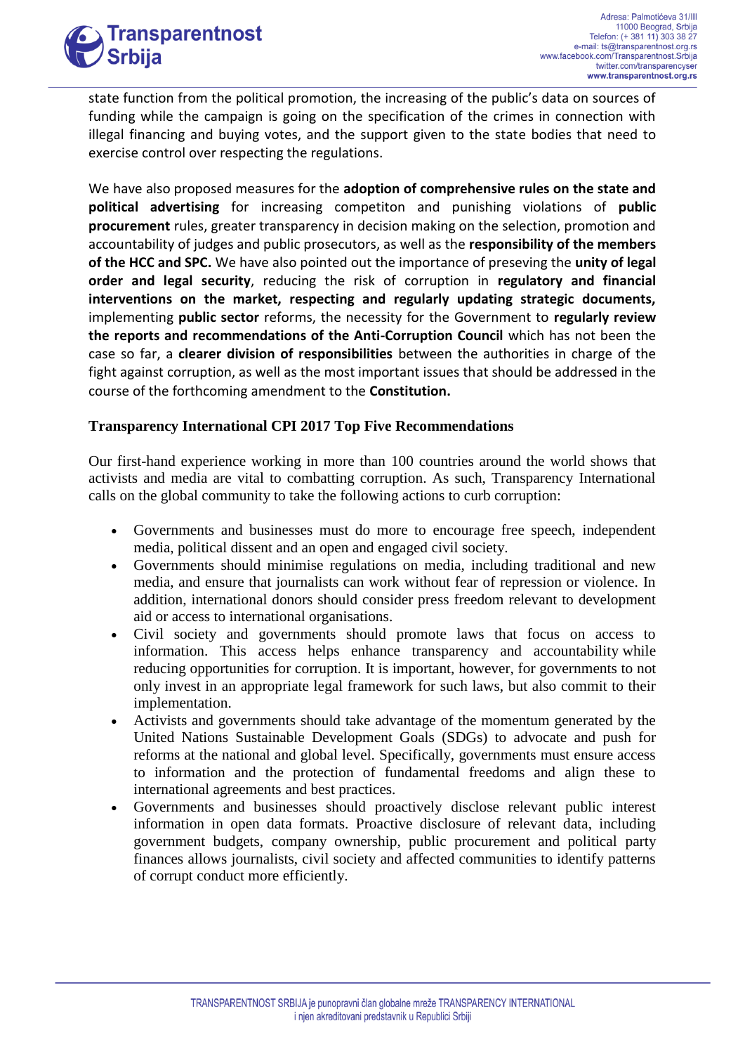state function from the political promotion, the increasing of the public's data on sources of funding while the campaign is going on the specification of the crimes in connection with illegal financing and buying votes, and the support given to the state bodies that need to exercise control over respecting the regulations.

We have also proposed measures for the **adoption of comprehensive rules on the state and political advertising** for increasing competiton and punishing violations of **public procurement** rules, greater transparency in decision making on the selection, promotion and accountability of judges and public prosecutors, as well as the **responsibility of the members of the HCC and SPC.** We have also pointed out the importance of preseving the **unity of legal order and legal security**, reducing the risk of corruption in **regulatory and financial interventions on the market, respecting and regularly updating strategic documents,** implementing **public sector** reforms, the necessity for the Government to **regularly review the reports and recommendations of the Anti-Corruption Council** which has not been the case so far, a **clearer division of responsibilities** between the authorities in charge of the fight against corruption, as well as the most important issues that should be addressed in the course of the forthcoming amendment to the **Constitution.**

**Transparency International CPI 2017 Top Five Recommendations**

Our first-hand experience working in more than 100 countries around the world shows that activists and media are vital to combatting corruption. As such, Transparency International calls on the global community to take the following actions to curb corruption:

- Governments and businesses must do more to encourage free speech, independent media, political dissent and an open and engaged civil society.
- Governments should minimise regulations on media, including traditional and new media, and ensure that journalists can work without fear of repression or violence. In addition, international donors should consider press freedom relevant to development aid or access to international organisations.
- Civil society and governments should promote laws that focus on access to information. This access helps enhance transparency and accountability while reducing opportunities for corruption. It is important, however, for governments to not only invest in an appropriate legal framework for such laws, but also commit to their implementation.
- Activists and governments should take advantage of the momentum generated by the United Nations Sustainable Development Goals (SDGs) to advocate and push for reforms at the national and global level. Specifically, governments must ensure access to information and the protection of fundamental freedoms and align these to international agreements and best practices.
- Governments and businesses should proactively disclose relevant public interest information in open data formats. Proactive disclosure of relevant data, including government budgets, company ownership, public procurement and political party finances allows journalists, civil society and affected communities to identify patterns of corrupt conduct more efficiently.